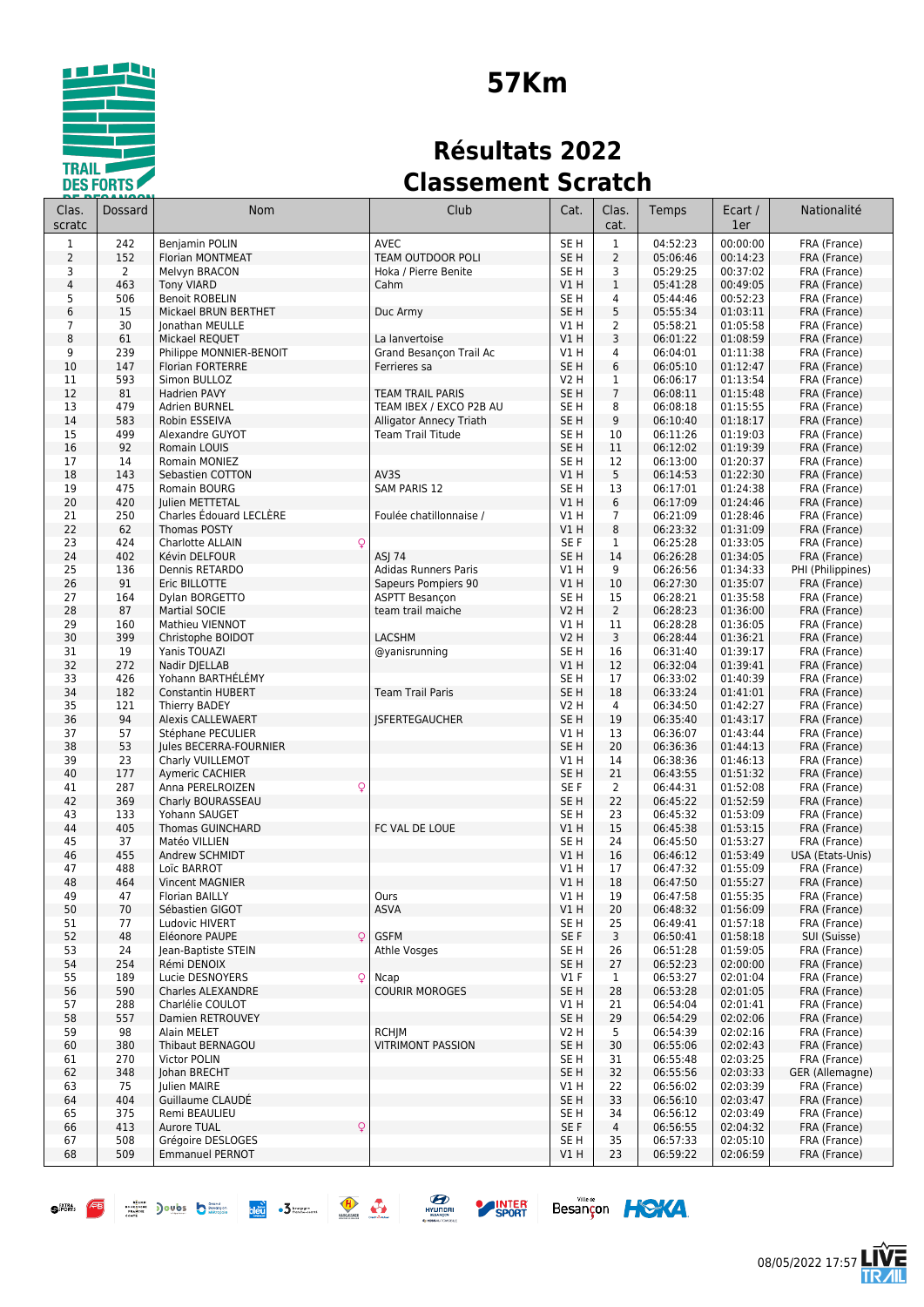# 57Km

## Résultats 2022
## Classement Scratch

| Clas. scratc | Dossard | Nom | Club | Cat. | Clas. cat. | Temps | Ecart / 1er | Nationalité |
|---|---|---|---|---|---|---|---|---|
| 1 | 242 | Benjamin POLIN | AVEC | SE H | 1 | 04:52:23 | 00:00:00 | FRA (France) |
| 2 | 152 | Florian MONTMEAT | TEAM OUTDOOR POLI | SE H | 2 | 05:06:46 | 00:14:23 | FRA (France) |
| 3 | 2 | Melvyn BRACON | Hoka / Pierre Benite | SE H | 3 | 05:29:25 | 00:37:02 | FRA (France) |
| 4 | 463 | Tony VIARD | Cahm | V1 H | 1 | 05:41:28 | 00:49:05 | FRA (France) |
| 5 | 506 | Benoit ROBELIN | | SE H | 4 | 05:44:46 | 00:52:23 | FRA (France) |
| 6 | 15 | Mickael BRUN BERTHET | Duc Army | SE H | 5 | 05:55:34 | 01:03:11 | FRA (France) |
| 7 | 30 | Jonathan MEULLE | | V1 H | 2 | 05:58:21 | 01:05:58 | FRA (France) |
| 8 | 61 | Mickael REQUET | La lanvertoise | V1 H | 3 | 06:01:22 | 01:08:59 | FRA (France) |
| 9 | 239 | Philippe MONNIER-BENOIT | Grand Besançon Trail Ac | V1 H | 4 | 06:04:01 | 01:11:38 | FRA (France) |
| 10 | 147 | Florian FORTERRE | Ferrieres sa | SE H | 6 | 06:05:10 | 01:12:47 | FRA (France) |
| 11 | 593 | Simon BULLOZ | | V2 H | 1 | 06:06:17 | 01:13:54 | FRA (France) |
| 12 | 81 | Hadrien PAVY | TEAM TRAIL PARIS | SE H | 7 | 06:08:11 | 01:15:48 | FRA (France) |
| 13 | 479 | Adrien BURNEL | TEAM IBEX / EXCO P2B AU | SE H | 8 | 06:08:18 | 01:15:55 | FRA (France) |
| 14 | 583 | Robin ESSEIVA | Alligator Annecy Triath | SE H | 9 | 06:10:40 | 01:18:17 | FRA (France) |
| 15 | 499 | Alexandre GUYOT | Team Trail Titude | SE H | 10 | 06:11:26 | 01:19:03 | FRA (France) |
| 16 | 92 | Romain LOUIS | | SE H | 11 | 06:12:02 | 01:19:39 | FRA (France) |
| 17 | 14 | Romain MONIEZ | | SE H | 12 | 06:13:00 | 01:20:37 | FRA (France) |
| 18 | 143 | Sebastien COTTON | AV3S | V1 H | 5 | 06:14:53 | 01:22:30 | FRA (France) |
| 19 | 475 | Romain BOURG | SAM PARIS 12 | SE H | 13 | 06:17:01 | 01:24:38 | FRA (France) |
| 20 | 420 | Julien METTETAL | | V1 H | 6 | 06:17:09 | 01:24:46 | FRA (France) |
| 21 | 250 | Charles Édouard LECLÈRE | Foulée chatillonnaise / | V1 H | 7 | 06:21:09 | 01:28:46 | FRA (France) |
| 22 | 62 | Thomas POSTY | | V1 H | 8 | 06:23:32 | 01:31:09 | FRA (France) |
| 23 | 424 | Charlotte ALLAIN ♀ | | SE F | 1 | 06:25:28 | 01:33:05 | FRA (France) |
| 24 | 402 | Kévin DELFOUR | ASJ 74 | SE H | 14 | 06:26:28 | 01:34:05 | FRA (France) |
| 25 | 136 | Dennis RETARDO | Adidas Runners Paris | V1 H | 9 | 06:26:56 | 01:34:33 | PHI (Philippines) |
| 26 | 91 | Eric BILLOTTE | Sapeurs Pompiers 90 | V1 H | 10 | 06:27:30 | 01:35:07 | FRA (France) |
| 27 | 164 | Dylan BORGETTO | ASPTT Besançon | SE H | 15 | 06:28:21 | 01:35:58 | FRA (France) |
| 28 | 87 | Martial SOCIE | team trail maiche | V2 H | 2 | 06:28:23 | 01:36:00 | FRA (France) |
| 29 | 160 | Mathieu VIENNOT | | V1 H | 11 | 06:28:28 | 01:36:05 | FRA (France) |
| 30 | 399 | Christophe BOIDOT | LACSHM | V2 H | 3 | 06:28:44 | 01:36:21 | FRA (France) |
| 31 | 19 | Yanis TOUAZI | @yanisrunning | SE H | 16 | 06:31:40 | 01:39:17 | FRA (France) |
| 32 | 272 | Nadir DJELLAB | | V1 H | 12 | 06:32:04 | 01:39:41 | FRA (France) |
| 33 | 426 | Yohann BARTHÉLÉMY | | SE H | 17 | 06:33:02 | 01:40:39 | FRA (France) |
| 34 | 182 | Constantin HUBERT | Team Trail Paris | SE H | 18 | 06:33:24 | 01:41:01 | FRA (France) |
| 35 | 121 | Thierry BADEY | | V2 H | 4 | 06:34:50 | 01:42:27 | FRA (France) |
| 36 | 94 | Alexis CALLEWAERT | JSFERTEGAUCHER | SE H | 19 | 06:35:40 | 01:43:17 | FRA (France) |
| 37 | 57 | Stéphane PECULIER | | V1 H | 13 | 06:36:07 | 01:43:44 | FRA (France) |
| 38 | 53 | Jules BECERRA-FOURNIER | | SE H | 20 | 06:36:36 | 01:44:13 | FRA (France) |
| 39 | 23 | Charly VUILLEMOT | | V1 H | 14 | 06:38:36 | 01:46:13 | FRA (France) |
| 40 | 177 | Aymeric CACHIER | | SE H | 21 | 06:43:55 | 01:51:32 | FRA (France) |
| 41 | 287 | Anna PERELROIZEN ♀ | | SE F | 2 | 06:44:31 | 01:52:08 | FRA (France) |
| 42 | 369 | Charly BOURASSEAU | | SE H | 22 | 06:45:22 | 01:52:59 | FRA (France) |
| 43 | 133 | Yohann SAUGET | | SE H | 23 | 06:45:32 | 01:53:09 | FRA (France) |
| 44 | 405 | Thomas GUINCHARD | FC VAL DE LOUE | V1 H | 15 | 06:45:38 | 01:53:15 | FRA (France) |
| 45 | 37 | Matéo VILLIEN | | SE H | 24 | 06:45:50 | 01:53:27 | FRA (France) |
| 46 | 455 | Andrew SCHMIDT | | V1 H | 16 | 06:46:12 | 01:53:49 | USA (Etats-Unis) |
| 47 | 488 | Loïc BARROT | | V1 H | 17 | 06:47:32 | 01:55:09 | FRA (France) |
| 48 | 464 | Vincent MAGNIER | | V1 H | 18 | 06:47:50 | 01:55:27 | FRA (France) |
| 49 | 47 | Florian BAILLY | Ours | V1 H | 19 | 06:47:58 | 01:55:35 | FRA (France) |
| 50 | 70 | Sébastien GIGOT | ASVA | V1 H | 20 | 06:48:32 | 01:56:09 | FRA (France) |
| 51 | 77 | Ludovic HIVERT | | SE H | 25 | 06:49:41 | 01:57:18 | FRA (France) |
| 52 | 48 | Eléonore PAUPE ♀ | GSFM | SE F | 3 | 06:50:41 | 01:58:18 | SUI (Suisse) |
| 53 | 24 | Jean-Baptiste STEIN | Athle Vosges | SE H | 26 | 06:51:28 | 01:59:05 | FRA (France) |
| 54 | 254 | Rémi DENOIX | | SE H | 27 | 06:52:23 | 02:00:00 | FRA (France) |
| 55 | 189 | Lucie DESNOYERS ♀ | Ncap | V1 F | 1 | 06:53:27 | 02:01:04 | FRA (France) |
| 56 | 590 | Charles ALEXANDRE | COURIR MOROGES | SE H | 28 | 06:53:28 | 02:01:05 | FRA (France) |
| 57 | 288 | Charlélie COULOT | | V1 H | 21 | 06:54:04 | 02:01:41 | FRA (France) |
| 58 | 557 | Damien RETROUVEY | | SE H | 29 | 06:54:29 | 02:02:06 | FRA (France) |
| 59 | 98 | Alain MELET | RCHJM | V2 H | 5 | 06:54:39 | 02:02:16 | FRA (France) |
| 60 | 380 | Thibaut BERNAGOU | VITRIMONT PASSION | SE H | 30 | 06:55:06 | 02:02:43 | FRA (France) |
| 61 | 270 | Victor POLIN | | SE H | 31 | 06:55:48 | 02:03:25 | FRA (France) |
| 62 | 348 | Johan BRECHT | | SE H | 32 | 06:55:56 | 02:03:33 | GER (Allemagne) |
| 63 | 75 | Julien MAIRE | | V1 H | 22 | 06:56:02 | 02:03:39 | FRA (France) |
| 64 | 404 | Guillaume CLAUDÉ | | SE H | 33 | 06:56:10 | 02:03:47 | FRA (France) |
| 65 | 375 | Remi BEAULIEU | | SE H | 34 | 06:56:12 | 02:03:49 | FRA (France) |
| 66 | 413 | Aurore TUAL ♀ | | SE F | 4 | 06:56:55 | 02:04:32 | FRA (France) |
| 67 | 508 | Grégoire DESLOGES | | SE H | 35 | 06:57:33 | 02:05:10 | FRA (France) |
| 68 | 509 | Emmanuel PERNOT | | V1 H | 23 | 06:59:22 | 02:06:59 | FRA (France) |

08/05/2022 17:57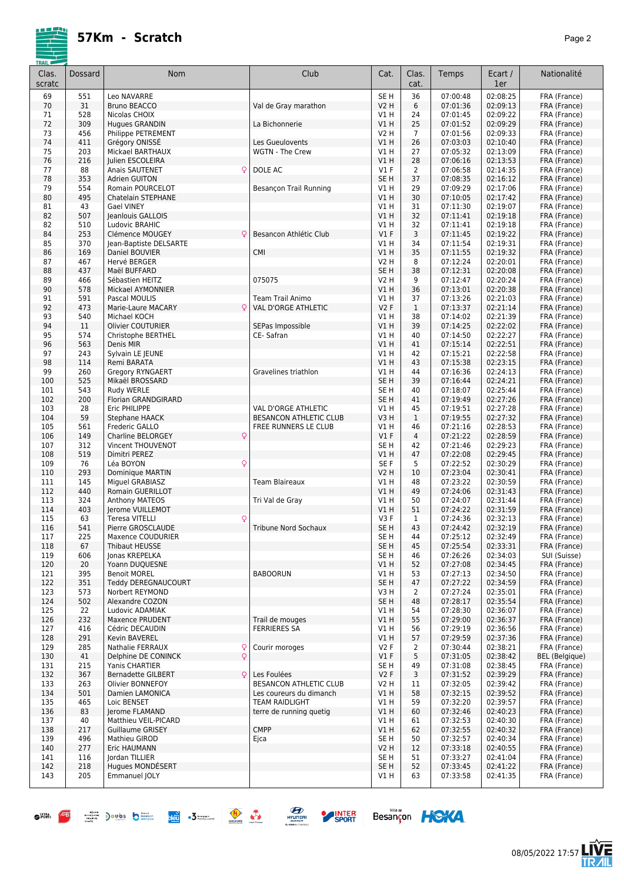# 57Km - Scratch

| Clas. scratc | Dossard | Nom | Club | Cat. | Clas. cat. | Temps | Ecart / 1er | Nationalité |
|---|---|---|---|---|---|---|---|---|
| 69 | 551 | Leo NAVARRE | | SE H | 36 | 07:00:48 | 02:08:25 | FRA (France) |
| 70 | 31 | Bruno BEACCO | Val de Gray marathon | V2 H | 6 | 07:01:36 | 02:09:13 | FRA (France) |
| 71 | 528 | Nicolas CHOIX | | V1 H | 24 | 07:01:45 | 02:09:22 | FRA (France) |
| 72 | 309 | Hugues GRANDIN | La Bichonnerie | V1 H | 25 | 07:01:52 | 02:09:29 | FRA (France) |
| 73 | 456 | Philippe PETREMENT | | V2 H | 7 | 07:01:56 | 02:09:33 | FRA (France) |
| 74 | 411 | Grégory ONISSÉ | Les Gueulovents | V1 H | 26 | 07:03:03 | 02:10:40 | FRA (France) |
| 75 | 203 | Mickael BARTHAUX | WGTN - The Crew | V1 H | 27 | 07:05:32 | 02:13:09 | FRA (France) |
| 76 | 216 | Julien ESCOLEIRA | | V1 H | 28 | 07:06:16 | 02:13:53 | FRA (France) |
| 77 | 88 | Anais SAUTENET ♀ | DOLE AC | V1 F | 2 | 07:06:58 | 02:14:35 | FRA (France) |
| 78 | 353 | Adrien GUITON | | SE H | 37 | 07:08:35 | 02:16:12 | FRA (France) |
| 79 | 554 | Romain POURCELOT | Besançon Trail Running | V1 H | 29 | 07:09:29 | 02:17:06 | FRA (France) |
| 80 | 495 | Chatelain STEPHANE | | V1 H | 30 | 07:10:05 | 02:17:42 | FRA (France) |
| 81 | 43 | Gael VINEY | | V1 H | 31 | 07:11:30 | 02:19:07 | FRA (France) |
| 82 | 507 | Jeanlouis GALLOIS | | V1 H | 32 | 07:11:41 | 02:19:18 | FRA (France) |
| 82 | 510 | Ludovic BRAHIC | | V1 H | 32 | 07:11:41 | 02:19:18 | FRA (France) |
| 84 | 253 | Clémence MOUGEY ♀ | Besancon Athlétic Club | V1 F | 3 | 07:11:45 | 02:19:22 | FRA (France) |
| 85 | 370 | Jean-Baptiste DELSARTE | | V1 H | 34 | 07:11:54 | 02:19:31 | FRA (France) |
| 86 | 169 | Daniel BOUVIER | CMI | V1 H | 35 | 07:11:55 | 02:19:32 | FRA (France) |
| 87 | 467 | Hervé BERGER | | V2 H | 8 | 07:12:24 | 02:20:01 | FRA (France) |
| 88 | 437 | Maël BUFFARD | | SE H | 38 | 07:12:31 | 02:20:08 | FRA (France) |
| 89 | 466 | Sébastien HEITZ | 075075 | V2 H | 9 | 07:12:47 | 02:20:24 | FRA (France) |
| 90 | 578 | Mickael AYMONNIER | | V1 H | 36 | 07:13:01 | 02:20:38 | FRA (France) |
| 91 | 591 | Pascal MOULIS | Team Trail Animo | V1 H | 37 | 07:13:26 | 02:21:03 | FRA (France) |
| 92 | 473 | Marie-Laure MACARY ♀ | VAL D'ORGE ATHLETIC | V2 F | 1 | 07:13:37 | 02:21:14 | FRA (France) |
| 93 | 540 | Michael KOCH | | V1 H | 38 | 07:14:02 | 02:21:39 | FRA (France) |
| 94 | 11 | Olivier COUTURIER | SEPas Impossible | V1 H | 39 | 07:14:25 | 02:22:02 | FRA (France) |
| 95 | 574 | Christophe BERTHEL | CE- Safran | V1 H | 40 | 07:14:50 | 02:22:27 | FRA (France) |
| 96 | 563 | Denis MIR | | V1 H | 41 | 07:15:14 | 02:22:51 | FRA (France) |
| 97 | 243 | Sylvain LE JEUNE | | V1 H | 42 | 07:15:21 | 02:22:58 | FRA (France) |
| 98 | 114 | Remi BARATA | | V1 H | 43 | 07:15:38 | 02:23:15 | FRA (France) |
| 99 | 260 | Gregory RYNGAERT | Gravelines triathlon | V1 H | 44 | 07:16:36 | 02:24:13 | FRA (France) |
| 100 | 525 | Mikaël BROSSARD | | SE H | 39 | 07:16:44 | 02:24:21 | FRA (France) |
| 101 | 543 | Rudy WERLE | | SE H | 40 | 07:18:07 | 02:25:44 | FRA (France) |
| 102 | 200 | Florian GRANDGIRARD | | SE H | 41 | 07:19:49 | 02:27:26 | FRA (France) |
| 103 | 28 | Eric PHILIPPE | VAL D'ORGE ATHLETIC | V1 H | 45 | 07:19:51 | 02:27:28 | FRA (France) |
| 104 | 59 | Stephane HAACK | BESANCON ATHLETIC CLUB | V3 H | 1 | 07:19:55 | 02:27:32 | FRA (France) |
| 105 | 561 | Frederic GALLO | FREE RUNNERS LE CLUB | V1 H | 46 | 07:21:16 | 02:28:53 | FRA (France) |
| 106 | 149 | Charline BELORGEY ♀ | | V1 F | 4 | 07:21:22 | 02:28:59 | FRA (France) |
| 107 | 312 | Vincent THOUVENOT | | SE H | 42 | 07:21:46 | 02:29:23 | FRA (France) |
| 108 | 519 | Dimitri PEREZ | | V1 H | 47 | 07:22:08 | 02:29:45 | FRA (France) |
| 109 | 76 | Léa BOYON ♀ | | SE F | 5 | 07:22:52 | 02:30:29 | FRA (France) |
| 110 | 293 | Dominique MARTIN | | V2 H | 10 | 07:23:04 | 02:30:41 | FRA (France) |
| 111 | 145 | Miguel GRABIASZ | Team Blaireaux | V1 H | 48 | 07:23:22 | 02:30:59 | FRA (France) |
| 112 | 440 | Romain GUERILLOT | | V1 H | 49 | 07:24:06 | 02:31:43 | FRA (France) |
| 113 | 324 | Anthony MATEOS | Tri Val de Gray | V1 H | 50 | 07:24:07 | 02:31:44 | FRA (France) |
| 114 | 403 | Jerome VUILLEMOT | | V1 H | 51 | 07:24:22 | 02:31:59 | FRA (France) |
| 115 | 63 | Teresa VITELLI ♀ | | V3 F | 1 | 07:24:36 | 02:32:13 | FRA (France) |
| 116 | 541 | Pierre GROSCLAUDE | Tribune Nord Sochaux | SE H | 43 | 07:24:42 | 02:32:19 | FRA (France) |
| 117 | 225 | Maxence COUDURIER | | SE H | 44 | 07:25:12 | 02:32:49 | FRA (France) |
| 118 | 67 | Thibaut HEUSSE | | SE H | 45 | 07:25:54 | 02:33:31 | FRA (France) |
| 119 | 606 | Jonas KREPELKA | | SE H | 46 | 07:26:26 | 02:34:03 | SUI (Suisse) |
| 120 | 20 | Yoann DUQUESNE | | V1 H | 52 | 07:27:08 | 02:34:45 | FRA (France) |
| 121 | 395 | Benoit MOREL | BABOORUN | V1 H | 53 | 07:27:13 | 02:34:50 | FRA (France) |
| 122 | 351 | Teddy DEREGNAUCOURT | | SE H | 47 | 07:27:22 | 02:34:59 | FRA (France) |
| 123 | 573 | Norbert REYMOND | | V3 H | 2 | 07:27:24 | 02:35:01 | FRA (France) |
| 124 | 502 | Alexandre COZON | | SE H | 48 | 07:28:17 | 02:35:54 | FRA (France) |
| 125 | 22 | Ludovic ADAMIAK | | V1 H | 54 | 07:28:30 | 02:36:07 | FRA (France) |
| 126 | 232 | Maxence PRUDENT | Trail de mouges | V1 H | 55 | 07:29:00 | 02:36:37 | FRA (France) |
| 127 | 416 | Cédric DECAUDIN | FERRIERES SA | V1 H | 56 | 07:29:19 | 02:36:56 | FRA (France) |
| 128 | 291 | Kevin BAVEREL | | V1 H | 57 | 07:29:59 | 02:37:36 | FRA (France) |
| 129 | 285 | Nathalie FERRAUX ♀ | Courir moroges | V2 F | 2 | 07:30:44 | 02:38:21 | FRA (France) |
| 130 | 41 | Delphine DE CONINCK ♀ | | V1 F | 5 | 07:31:05 | 02:38:42 | BEL (Belgique) |
| 131 | 215 | Yanis CHARTIER | | SE H | 49 | 07:31:08 | 02:38:45 | FRA (France) |
| 132 | 367 | Bernadette GILBERT ♀ | Les Foulées | V2 F | 3 | 07:31:52 | 02:39:29 | FRA (France) |
| 133 | 263 | Olivier BONNEFOY | BESANCON ATHLETIC CLUB | V2 H | 11 | 07:32:05 | 02:39:42 | FRA (France) |
| 134 | 501 | Damien LAMONICA | Les coureurs du dimanch | V1 H | 58 | 07:32:15 | 02:39:52 | FRA (France) |
| 135 | 465 | Loic BENSET | TEAM RAIDLIGHT | V1 H | 59 | 07:32:20 | 02:39:57 | FRA (France) |
| 136 | 83 | Jerome FLAMAND | terre de running quetig | V1 H | 60 | 07:32:46 | 02:40:23 | FRA (France) |
| 137 | 40 | Matthieu VEIL-PICARD | | V1 H | 61 | 07:32:53 | 02:40:30 | FRA (France) |
| 138 | 217 | Guillaume GRISEY | CMPP | V1 H | 62 | 07:32:55 | 02:40:32 | FRA (France) |
| 139 | 496 | Mathieu GIROD | Ejca | SE H | 50 | 07:32:57 | 02:40:34 | FRA (France) |
| 140 | 277 | Eric HAUMANN | | V2 H | 12 | 07:33:18 | 02:40:55 | FRA (France) |
| 141 | 116 | Jordan TILLIER | | SE H | 51 | 07:33:27 | 02:41:04 | FRA (France) |
| 142 | 218 | Hugues MONDÉSERT | | SE H | 52 | 07:33:45 | 02:41:22 | FRA (France) |
| 143 | 205 | Emmanuel JOLY | | V1 H | 63 | 07:33:58 | 02:41:35 | FRA (France) |

08/05/2022 17:57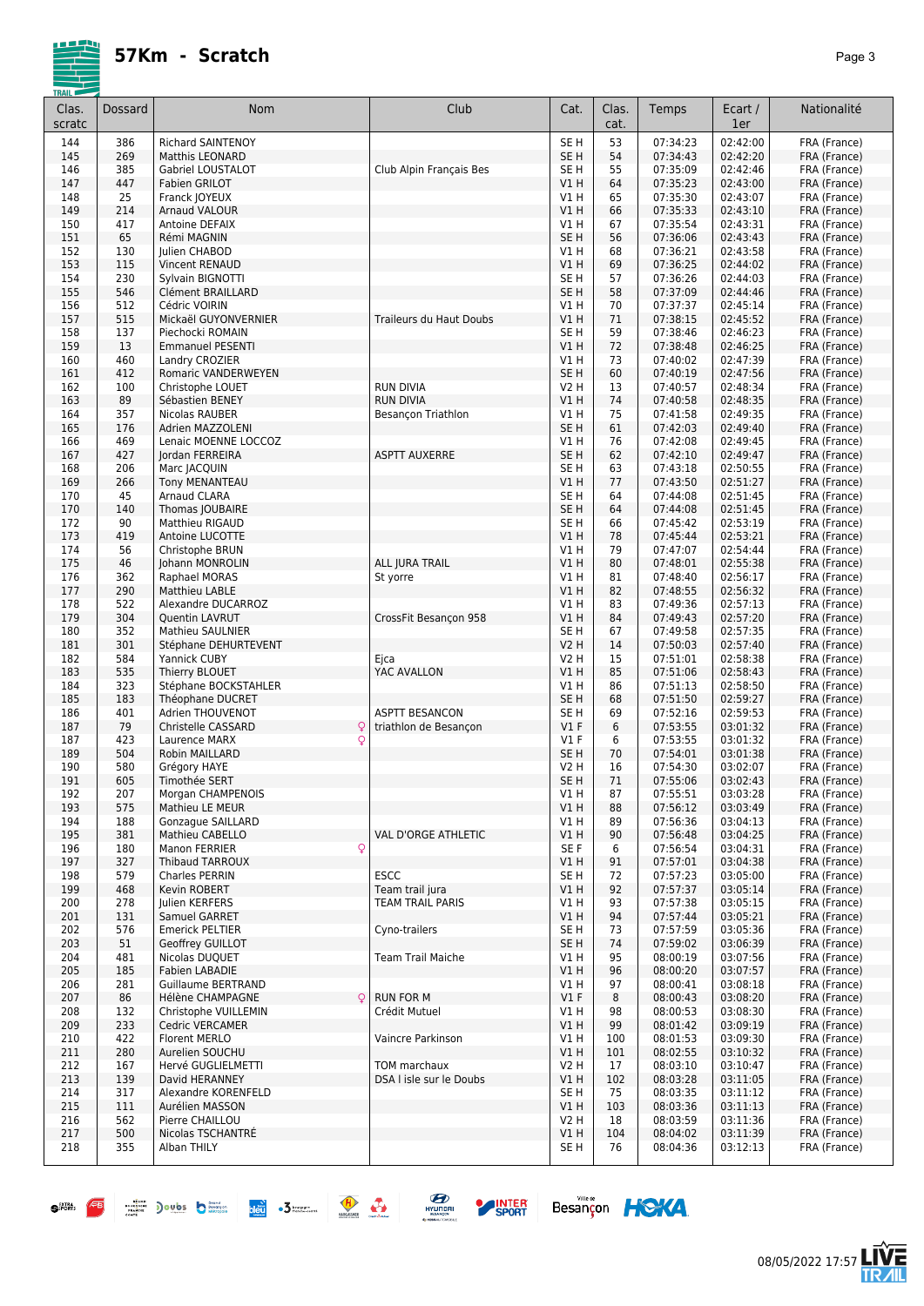# 57Km - Scratch

| Clas. scratc | Dossard | Nom | Club | Cat. | Clas. cat. | Temps | Ecart / 1er | Nationalité |
|---|---|---|---|---|---|---|---|---|
| 144 | 386 | Richard SAINTENOY | | SE H | 53 | 07:34:23 | 02:42:00 | FRA (France) |
| 145 | 269 | Matthis LEONARD | | SE H | 54 | 07:34:43 | 02:42:20 | FRA (France) |
| 146 | 385 | Gabriel LOUSTALOT | Club Alpin Français Bes | SE H | 55 | 07:35:09 | 02:42:46 | FRA (France) |
| 147 | 447 | Fabien GRILOT | | V1 H | 64 | 07:35:23 | 02:43:00 | FRA (France) |
| 148 | 25 | Franck JOYEUX | | V1 H | 65 | 07:35:30 | 02:43:07 | FRA (France) |
| 149 | 214 | Arnaud VALOUR | | V1 H | 66 | 07:35:33 | 02:43:10 | FRA (France) |
| 150 | 417 | Antoine DEFAIX | | V1 H | 67 | 07:35:54 | 02:43:31 | FRA (France) |
| 151 | 65 | Rémi MAGNIN | | SE H | 56 | 07:36:06 | 02:43:43 | FRA (France) |
| 152 | 130 | Julien CHABOD | | V1 H | 68 | 07:36:21 | 02:43:58 | FRA (France) |
| 153 | 115 | Vincent RENAUD | | V1 H | 69 | 07:36:25 | 02:44:02 | FRA (France) |
| 154 | 230 | Sylvain BIGNOTTI | | SE H | 57 | 07:36:26 | 02:44:03 | FRA (France) |
| 155 | 546 | Clément BRAILLARD | | SE H | 58 | 07:37:09 | 02:44:46 | FRA (France) |
| 156 | 512 | Cédric VOIRIN | | V1 H | 70 | 07:37:37 | 02:45:14 | FRA (France) |
| 157 | 515 | Mickaël GUYONVERNIER | Traileurs du Haut Doubs | V1 H | 71 | 07:38:15 | 02:45:52 | FRA (France) |
| 158 | 137 | Piechocki ROMAIN | | SE H | 59 | 07:38:46 | 02:46:23 | FRA (France) |
| 159 | 13 | Emmanuel PESENTI | | V1 H | 72 | 07:38:48 | 02:46:25 | FRA (France) |
| 160 | 460 | Landry CROZIER | | V1 H | 73 | 07:40:02 | 02:47:39 | FRA (France) |
| 161 | 412 | Romaric VANDERWEYEN | | SE H | 60 | 07:40:19 | 02:47:56 | FRA (France) |
| 162 | 100 | Christophe LOUET | RUN DIVIA | V2 H | 13 | 07:40:57 | 02:48:34 | FRA (France) |
| 163 | 89 | Sébastien BENEY | RUN DIVIA | V1 H | 74 | 07:40:58 | 02:48:35 | FRA (France) |
| 164 | 357 | Nicolas RAUBER | Besançon Triathlon | V1 H | 75 | 07:41:58 | 02:49:35 | FRA (France) |
| 165 | 176 | Adrien MAZZOLENI | | SE H | 61 | 07:42:03 | 02:49:40 | FRA (France) |
| 166 | 469 | Lenaic MOENNE LOCCOZ | | V1 H | 76 | 07:42:08 | 02:49:45 | FRA (France) |
| 167 | 427 | Jordan FERREIRA | ASPTT AUXERRE | SE H | 62 | 07:42:10 | 02:49:47 | FRA (France) |
| 168 | 206 | Marc JACQUIN | | SE H | 63 | 07:43:18 | 02:50:55 | FRA (France) |
| 169 | 266 | Tony MENANTEAU | | V1 H | 77 | 07:43:50 | 02:51:27 | FRA (France) |
| 170 | 45 | Arnaud CLARA | | SE H | 64 | 07:44:08 | 02:51:45 | FRA (France) |
| 170 | 140 | Thomas JOUBAIRE | | SE H | 64 | 07:44:08 | 02:51:45 | FRA (France) |
| 172 | 90 | Matthieu RIGAUD | | SE H | 66 | 07:45:42 | 02:53:19 | FRA (France) |
| 173 | 419 | Antoine LUCOTTE | | V1 H | 78 | 07:45:44 | 02:53:21 | FRA (France) |
| 174 | 56 | Christophe BRUN | | V1 H | 79 | 07:47:07 | 02:54:44 | FRA (France) |
| 175 | 46 | Johann MONROLIN | ALL JURA TRAIL | V1 H | 80 | 07:48:01 | 02:55:38 | FRA (France) |
| 176 | 362 | Raphael MORAS | St yorre | V1 H | 81 | 07:48:40 | 02:56:17 | FRA (France) |
| 177 | 290 | Matthieu LABLE | | V1 H | 82 | 07:48:55 | 02:56:32 | FRA (France) |
| 178 | 522 | Alexandre DUCARROZ | | V1 H | 83 | 07:49:36 | 02:57:13 | FRA (France) |
| 179 | 304 | Quentin LAVRUT | CrossFit Besançon 958 | V1 H | 84 | 07:49:43 | 02:57:20 | FRA (France) |
| 180 | 352 | Mathieu SAULNIER | | SE H | 67 | 07:49:58 | 02:57:35 | FRA (France) |
| 181 | 301 | Stéphane DEHURTEVENT | | V2 H | 14 | 07:50:03 | 02:57:40 | FRA (France) |
| 182 | 584 | Yannick CUBY | Ejca | V2 H | 15 | 07:51:01 | 02:58:38 | FRA (France) |
| 183 | 535 | Thierry BLOUET | YAC AVALLON | V1 H | 85 | 07:51:06 | 02:58:43 | FRA (France) |
| 184 | 323 | Stéphane BOCKSTAHLER | | V1 H | 86 | 07:51:13 | 02:58:50 | FRA (France) |
| 185 | 183 | Théophane DUCRET | | SE H | 68 | 07:51:50 | 02:59:27 | FRA (France) |
| 186 | 401 | Adrien THOUVENOT | ASPTT BESANCON | SE H | 69 | 07:52:16 | 02:59:53 | FRA (France) |
| 187 | 79 | Christelle CASSARD ♀ | triathlon de Besançon | V1 F | 6 | 07:53:55 | 03:01:32 | FRA (France) |
| 187 | 423 | Laurence MARX ♀ | | V1 F | 6 | 07:53:55 | 03:01:32 | FRA (France) |
| 189 | 504 | Robin MAILLARD | | SE H | 70 | 07:54:01 | 03:01:38 | FRA (France) |
| 190 | 580 | Grégory HAYE | | V2 H | 16 | 07:54:30 | 03:02:07 | FRA (France) |
| 191 | 605 | Timothée SERT | | SE H | 71 | 07:55:06 | 03:02:43 | FRA (France) |
| 192 | 207 | Morgan CHAMPENOIS | | V1 H | 87 | 07:55:51 | 03:03:28 | FRA (France) |
| 193 | 575 | Mathieu LE MEUR | | V1 H | 88 | 07:56:12 | 03:03:49 | FRA (France) |
| 194 | 188 | Gonzague SAILLARD | | V1 H | 89 | 07:56:36 | 03:04:13 | FRA (France) |
| 195 | 381 | Mathieu CABELLO | VAL D'ORGE ATHLETIC | V1 H | 90 | 07:56:48 | 03:04:25 | FRA (France) |
| 196 | 180 | Manon FERRIER ♀ | | SE F | 6 | 07:56:54 | 03:04:31 | FRA (France) |
| 197 | 327 | Thibaud TARROUX | | V1 H | 91 | 07:57:01 | 03:04:38 | FRA (France) |
| 198 | 579 | Charles PERRIN | ESCC | SE H | 72 | 07:57:23 | 03:05:00 | FRA (France) |
| 199 | 468 | Kevin ROBERT | Team trail jura | V1 H | 92 | 07:57:37 | 03:05:14 | FRA (France) |
| 200 | 278 | Julien KERFERS | TEAM TRAIL PARIS | V1 H | 93 | 07:57:38 | 03:05:15 | FRA (France) |
| 201 | 131 | Samuel GARRET | | V1 H | 94 | 07:57:44 | 03:05:21 | FRA (France) |
| 202 | 576 | Emerick PELTIER | Cyno-trailers | SE H | 73 | 07:57:59 | 03:05:36 | FRA (France) |
| 203 | 51 | Geoffrey GUILLOT | | SE H | 74 | 07:59:02 | 03:06:39 | FRA (France) |
| 204 | 481 | Nicolas DUQUET | Team Trail Maiche | V1 H | 95 | 08:00:19 | 03:07:56 | FRA (France) |
| 205 | 185 | Fabien LABADIE | | V1 H | 96 | 08:00:20 | 03:07:57 | FRA (France) |
| 206 | 281 | Guillaume BERTRAND | | V1 H | 97 | 08:00:41 | 03:08:18 | FRA (France) |
| 207 | 86 | Hélène CHAMPAGNE ♀ | RUN FOR M | V1 F | 8 | 08:00:43 | 03:08:20 | FRA (France) |
| 208 | 132 | Christophe VUILLEMIN | Crédit Mutuel | V1 H | 98 | 08:00:53 | 03:08:30 | FRA (France) |
| 209 | 233 | Cedric VERCAMER | | V1 H | 99 | 08:01:42 | 03:09:19 | FRA (France) |
| 210 | 422 | Florent MERLO | Vaincre Parkinson | V1 H | 100 | 08:01:53 | 03:09:30 | FRA (France) |
| 211 | 280 | Aurelien SOUCHU | | V1 H | 101 | 08:02:55 | 03:10:32 | FRA (France) |
| 212 | 167 | Hervé GUGLIELMETTI | TOM marchaux | V2 H | 17 | 08:03:10 | 03:10:47 | FRA (France) |
| 213 | 139 | David HERANNEY | DSA l isle sur le Doubs | V1 H | 102 | 08:03:28 | 03:11:05 | FRA (France) |
| 214 | 317 | Alexandre KORENFELD | | SE H | 75 | 08:03:35 | 03:11:12 | FRA (France) |
| 215 | 111 | Aurélien MASSON | | V1 H | 103 | 08:03:36 | 03:11:13 | FRA (France) |
| 216 | 562 | Pierre CHAILLOU | | V2 H | 18 | 08:03:59 | 03:11:36 | FRA (France) |
| 217 | 500 | Nicolas TSCHANTRÉ | | V1 H | 104 | 08:04:02 | 03:11:39 | FRA (France) |
| 218 | 355 | Alban THILY | | SE H | 76 | 08:04:36 | 03:12:13 | FRA (France) |

08/05/2022 17:57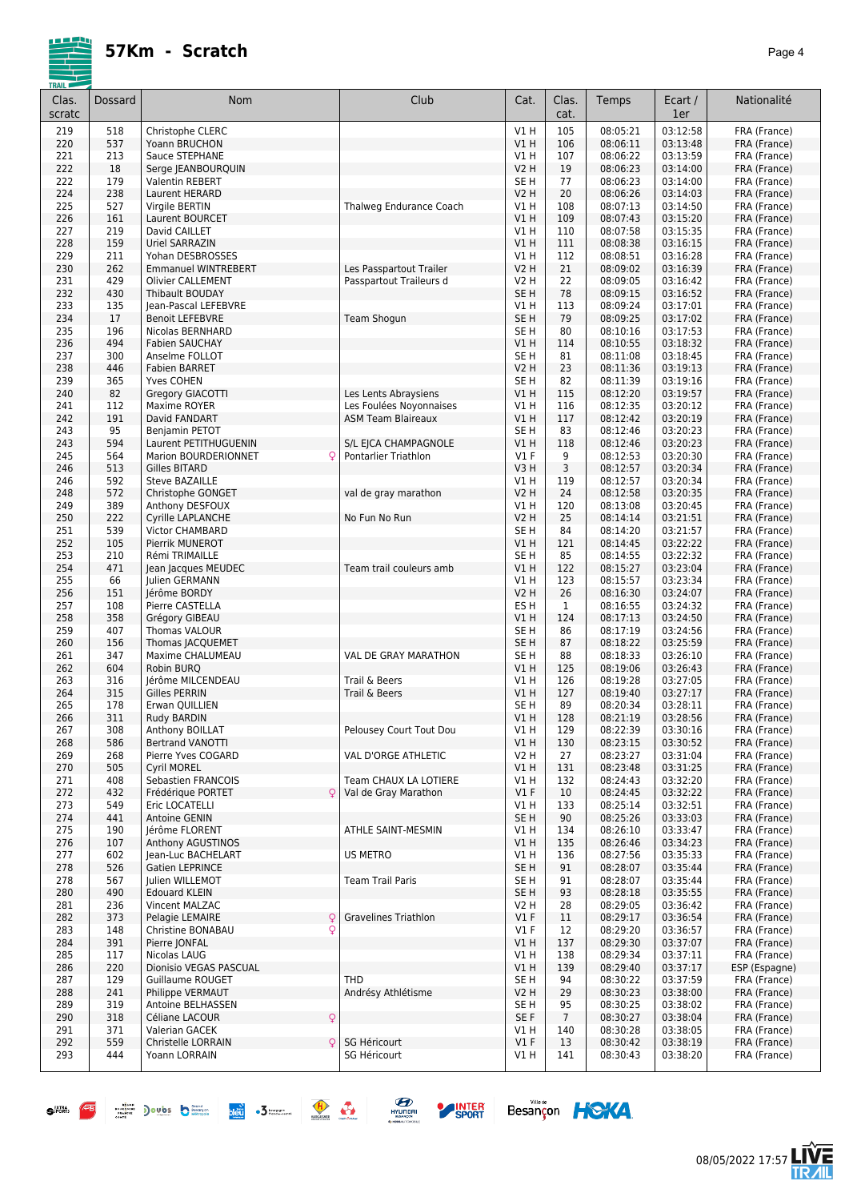# 57Km - Scratch

| Clas. scratc | Dossard | Nom | Club | Cat. | Clas. cat. | Temps | Ecart / 1er | Nationalité |
|---|---|---|---|---|---|---|---|---|
| 219 | 518 | Christophe CLERC | | V1 H | 105 | 08:05:21 | 03:12:58 | FRA (France) |
| 220 | 537 | Yoann BRUCHON | | V1 H | 106 | 08:06:11 | 03:13:48 | FRA (France) |
| 221 | 213 | Sauce STEPHANE | | V1 H | 107 | 08:06:22 | 03:13:59 | FRA (France) |
| 222 | 18 | Serge JEANBOURQUIN | | V2 H | 19 | 08:06:23 | 03:14:00 | FRA (France) |
| 222 | 179 | Valentin REBERT | | SE H | 77 | 08:06:23 | 03:14:00 | FRA (France) |
| 224 | 238 | Laurent HERARD | | V2 H | 20 | 08:06:26 | 03:14:03 | FRA (France) |
| 225 | 527 | Virgile BERTIN | Thalweg Endurance Coach | V1 H | 108 | 08:07:13 | 03:14:50 | FRA (France) |
| 226 | 161 | Laurent BOURCET | | V1 H | 109 | 08:07:43 | 03:15:20 | FRA (France) |
| 227 | 219 | David CAILLET | | V1 H | 110 | 08:07:58 | 03:15:35 | FRA (France) |
| 228 | 159 | Uriel SARRAZIN | | V1 H | 111 | 08:08:38 | 03:16:15 | FRA (France) |
| 229 | 211 | Yohan DESBROSSES | | V1 H | 112 | 08:08:51 | 03:16:28 | FRA (France) |
| 230 | 262 | Emmanuel WINTREBERT | Les Passpartout Trailer | V2 H | 21 | 08:09:02 | 03:16:39 | FRA (France) |
| 231 | 429 | Olivier CALLEMENT | Passpartout Traileurs d | V2 H | 22 | 08:09:05 | 03:16:42 | FRA (France) |
| 232 | 430 | Thibault BOUDAY | | SE H | 78 | 08:09:15 | 03:16:52 | FRA (France) |
| 233 | 135 | Jean-Pascal LEFEBVRE | | V1 H | 113 | 08:09:24 | 03:17:01 | FRA (France) |
| 234 | 17 | Benoit LEFEBVRE | Team Shogun | SE H | 79 | 08:09:25 | 03:17:02 | FRA (France) |
| 235 | 196 | Nicolas BERNHARD | | SE H | 80 | 08:10:16 | 03:17:53 | FRA (France) |
| 236 | 494 | Fabien SAUCHAY | | V1 H | 114 | 08:10:55 | 03:18:32 | FRA (France) |
| 237 | 300 | Anselme FOLLOT | | SE H | 81 | 08:11:08 | 03:18:45 | FRA (France) |
| 238 | 446 | Fabien BARRET | | V2 H | 23 | 08:11:36 | 03:19:13 | FRA (France) |
| 239 | 365 | Yves COHEN | | SE H | 82 | 08:11:39 | 03:19:16 | FRA (France) |
| 240 | 82 | Gregory GIACOTTI | Les Lents Abraysiens | V1 H | 115 | 08:12:20 | 03:19:57 | FRA (France) |
| 241 | 112 | Maxime ROYER | Les Foulées Noyonnaises | V1 H | 116 | 08:12:35 | 03:20:12 | FRA (France) |
| 242 | 191 | David FANDART | ASM Team Blaireaux | V1 H | 117 | 08:12:42 | 03:20:19 | FRA (France) |
| 243 | 95 | Benjamin PETOT | | SE H | 83 | 08:12:46 | 03:20:23 | FRA (France) |
| 243 | 594 | Laurent PETITHUGUENIN | S/L EJCA CHAMPAGNOLE | V1 H | 118 | 08:12:46 | 03:20:23 | FRA (France) |
| 245 | 564 | Marion BOURDERIONNET ♀ | Pontarlier Triathlon | V1 F | 9 | 08:12:53 | 03:20:30 | FRA (France) |
| 246 | 513 | Gilles BITARD | | V3 H | 3 | 08:12:57 | 03:20:34 | FRA (France) |
| 246 | 592 | Steve BAZAILLE | | V1 H | 119 | 08:12:57 | 03:20:34 | FRA (France) |
| 248 | 572 | Christophe GONGET | val de gray marathon | V2 H | 24 | 08:12:58 | 03:20:35 | FRA (France) |
| 249 | 389 | Anthony DESFOUX | | V1 H | 120 | 08:13:08 | 03:20:45 | FRA (France) |
| 250 | 222 | Cyrille LAPLANCHE | No Fun No Run | V2 H | 25 | 08:14:14 | 03:21:51 | FRA (France) |
| 251 | 539 | Victor CHAMBARD | | SE H | 84 | 08:14:20 | 03:21:57 | FRA (France) |
| 252 | 105 | Pierrik MUNEROT | | V1 H | 121 | 08:14:45 | 03:22:22 | FRA (France) |
| 253 | 210 | Rémi TRIMAILLE | | SE H | 85 | 08:14:55 | 03:22:32 | FRA (France) |
| 254 | 471 | Jean Jacques MEUDEC | Team trail couleurs amb | V1 H | 122 | 08:15:27 | 03:23:04 | FRA (France) |
| 255 | 66 | Julien GERMANN | | V1 H | 123 | 08:15:57 | 03:23:34 | FRA (France) |
| 256 | 151 | Jérôme BORDY | | V2 H | 26 | 08:16:30 | 03:24:07 | FRA (France) |
| 257 | 108 | Pierre CASTELLA | | ES H | 1 | 08:16:55 | 03:24:32 | FRA (France) |
| 258 | 358 | Grégory GIBEAU | | V1 H | 124 | 08:17:13 | 03:24:50 | FRA (France) |
| 259 | 407 | Thomas VALOUR | | SE H | 86 | 08:17:19 | 03:24:56 | FRA (France) |
| 260 | 156 | Thomas JACQUEMET | | SE H | 87 | 08:18:22 | 03:25:59 | FRA (France) |
| 261 | 347 | Maxime CHALUMEAU | VAL DE GRAY MARATHON | SE H | 88 | 08:18:33 | 03:26:10 | FRA (France) |
| 262 | 604 | Robin BURQ | | V1 H | 125 | 08:19:06 | 03:26:43 | FRA (France) |
| 263 | 316 | Jérôme MILCENDEAU | Trail & Beers | V1 H | 126 | 08:19:28 | 03:27:05 | FRA (France) |
| 264 | 315 | Gilles PERRIN | Trail & Beers | V1 H | 127 | 08:19:40 | 03:27:17 | FRA (France) |
| 265 | 178 | Erwan QUILLIEN | | SE H | 89 | 08:20:34 | 03:28:11 | FRA (France) |
| 266 | 311 | Rudy BARDIN | | V1 H | 128 | 08:21:19 | 03:28:56 | FRA (France) |
| 267 | 308 | Anthony BOILLAT | Pelousey Court Tout Dou | V1 H | 129 | 08:22:39 | 03:30:16 | FRA (France) |
| 268 | 586 | Bertrand VANOTTI | | V1 H | 130 | 08:23:15 | 03:30:52 | FRA (France) |
| 269 | 268 | Pierre Yves COGARD | VAL D'ORGE ATHLETIC | V2 H | 27 | 08:23:27 | 03:31:04 | FRA (France) |
| 270 | 505 | Cyril MOREL | | V1 H | 131 | 08:23:48 | 03:31:25 | FRA (France) |
| 271 | 408 | Sebastien FRANCOIS | Team CHAUX LA LOTIERE | V1 H | 132 | 08:24:43 | 03:32:20 | FRA (France) |
| 272 | 432 | Frédérique PORTET ♀ | Val de Gray Marathon | V1 F | 10 | 08:24:45 | 03:32:22 | FRA (France) |
| 273 | 549 | Eric LOCATELLI | | V1 H | 133 | 08:25:14 | 03:32:51 | FRA (France) |
| 274 | 441 | Antoine GENIN | | SE H | 90 | 08:25:26 | 03:33:03 | FRA (France) |
| 275 | 190 | Jérôme FLORENT | ATHLE SAINT-MESMIN | V1 H | 134 | 08:26:10 | 03:33:47 | FRA (France) |
| 276 | 107 | Anthony AGUSTINOS | | V1 H | 135 | 08:26:46 | 03:34:23 | FRA (France) |
| 277 | 602 | Jean-Luc BACHELART | US METRO | V1 H | 136 | 08:27:56 | 03:35:33 | FRA (France) |
| 278 | 526 | Gatien LEPRINCE | | SE H | 91 | 08:28:07 | 03:35:44 | FRA (France) |
| 278 | 567 | Julien WILLEMOT | Team Trail Paris | SE H | 91 | 08:28:07 | 03:35:44 | FRA (France) |
| 280 | 490 | Edouard KLEIN | | SE H | 93 | 08:28:18 | 03:35:55 | FRA (France) |
| 281 | 236 | Vincent MALZAC | | V2 H | 28 | 08:29:05 | 03:36:42 | FRA (France) |
| 282 | 373 | Pelagie LEMAIRE ♀ | Gravelines Triathlon | V1 F | 11 | 08:29:17 | 03:36:54 | FRA (France) |
| 283 | 148 | Christine BONABAU ♀ | | V1 F | 12 | 08:29:20 | 03:36:57 | FRA (France) |
| 284 | 391 | Pierre JONFAL | | V1 H | 137 | 08:29:30 | 03:37:07 | FRA (France) |
| 285 | 117 | Nicolas LAUG | | V1 H | 138 | 08:29:34 | 03:37:11 | FRA (France) |
| 286 | 220 | Dionisio VEGAS PASCUAL | | V1 H | 139 | 08:29:40 | 03:37:17 | ESP (Espagne) |
| 287 | 129 | Guillaume ROUGET | THD | SE H | 94 | 08:30:22 | 03:37:59 | FRA (France) |
| 288 | 241 | Philippe VERMAUT | Andrésy Athlétisme | V2 H | 29 | 08:30:23 | 03:38:00 | FRA (France) |
| 289 | 319 | Antoine BELHASSEN | | SE H | 95 | 08:30:25 | 03:38:02 | FRA (France) |
| 290 | 318 | Céliane LACOUR ♀ | | SE F | 7 | 08:30:27 | 03:38:04 | FRA (France) |
| 291 | 371 | Valerian GACEK | | V1 H | 140 | 08:30:28 | 03:38:05 | FRA (France) |
| 292 | 559 | Christelle LORRAIN ♀ | SG Héricourt | V1 F | 13 | 08:30:42 | 03:38:19 | FRA (France) |
| 293 | 444 | Yoann LORRAIN | SG Héricourt | V1 H | 141 | 08:30:43 | 03:38:20 | FRA (France) |

08/05/2022 17:57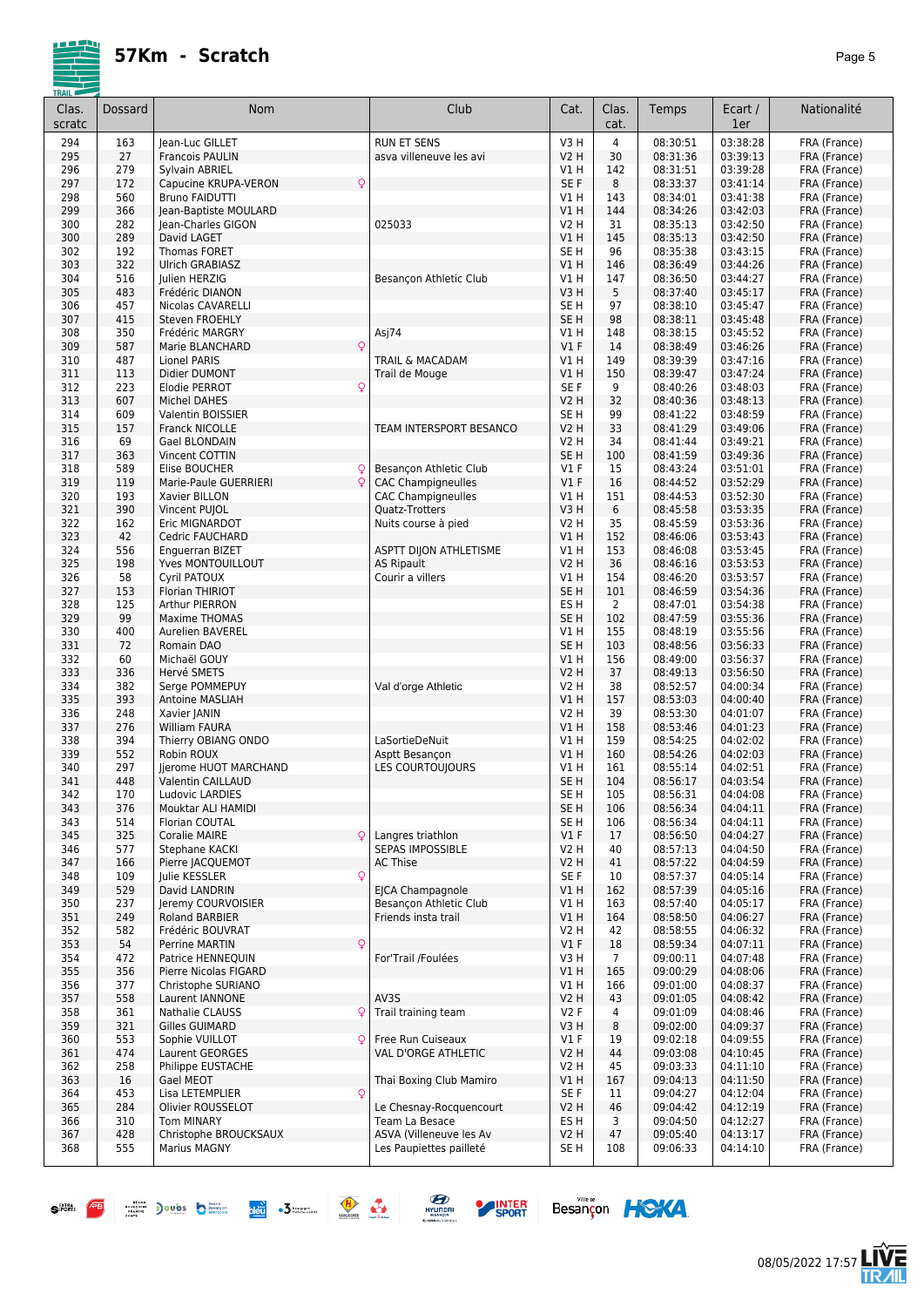# 57Km - Scratch

| Clas. scratc | Dossard | Nom | Club | Cat. | Clas. cat. | Temps | Ecart / 1er | Nationalité |
|---|---|---|---|---|---|---|---|---|
| 294 | 163 | Jean-Luc GILLET | RUN ET SENS | V3 H | 4 | 08:30:51 | 03:38:28 | FRA (France) |
| 295 | 27 | Francois PAULIN | asva villeneuve les avi | V2 H | 30 | 08:31:36 | 03:39:13 | FRA (France) |
| 296 | 279 | Sylvain ABRIEL | | V1 H | 142 | 08:31:51 | 03:39:28 | FRA (France) |
| 297 | 172 | Capucine KRUPA-VERON ♀ | | SE F | 8 | 08:33:37 | 03:41:14 | FRA (France) |
| 298 | 560 | Bruno FAIDUTTI | | V1 H | 143 | 08:34:01 | 03:41:38 | FRA (France) |
| 299 | 366 | Jean-Baptiste MOULARD | | V1 H | 144 | 08:34:26 | 03:42:03 | FRA (France) |
| 300 | 282 | Jean-Charles GIGON | 025033 | V2 H | 31 | 08:35:13 | 03:42:50 | FRA (France) |
| 300 | 289 | David LAGET | | V1 H | 145 | 08:35:13 | 03:42:50 | FRA (France) |
| 302 | 192 | Thomas FORET | | SE H | 96 | 08:35:38 | 03:43:15 | FRA (France) |
| 303 | 322 | Ulrich GRABIASZ | | V1 H | 146 | 08:36:49 | 03:44:26 | FRA (France) |
| 304 | 516 | Julien HERZIG | Besançon Athletic Club | V1 H | 147 | 08:36:50 | 03:44:27 | FRA (France) |
| 305 | 483 | Frédéric DIANON | | V3 H | 5 | 08:37:40 | 03:45:17 | FRA (France) |
| 306 | 457 | Nicolas CAVARELLI | | SE H | 97 | 08:38:10 | 03:45:47 | FRA (France) |
| 307 | 415 | Steven FROEHLY | | SE H | 98 | 08:38:11 | 03:45:48 | FRA (France) |
| 308 | 350 | Frédéric MARGRY | Asj74 | V1 H | 148 | 08:38:15 | 03:45:52 | FRA (France) |
| 309 | 587 | Marie BLANCHARD ♀ | | V1 F | 14 | 08:38:49 | 03:46:26 | FRA (France) |
| 310 | 487 | Lionel PARIS | TRAIL & MACADAM | V1 H | 149 | 08:39:39 | 03:47:16 | FRA (France) |
| 311 | 113 | Didier DUMONT | Trail de Mouge | V1 H | 150 | 08:39:47 | 03:47:24 | FRA (France) |
| 312 | 223 | Elodie PERROT ♀ | | SE F | 9 | 08:40:26 | 03:48:03 | FRA (France) |
| 313 | 607 | Michel DAHES | | V2 H | 32 | 08:40:36 | 03:48:13 | FRA (France) |
| 314 | 609 | Valentin BOISSIER | | SE H | 99 | 08:41:22 | 03:48:59 | FRA (France) |
| 315 | 157 | Franck NICOLLE | TEAM INTERSPORT BESANCO | V2 H | 33 | 08:41:29 | 03:49:06 | FRA (France) |
| 316 | 69 | Gael BLONDAIN | | V2 H | 34 | 08:41:44 | 03:49:21 | FRA (France) |
| 317 | 363 | Vincent COTTIN | | SE H | 100 | 08:41:59 | 03:49:36 | FRA (France) |
| 318 | 589 | Elise BOUCHER ♀ | Besançon Athletic Club | V1 F | 15 | 08:43:24 | 03:51:01 | FRA (France) |
| 319 | 119 | Marie-Paule GUERRIERI ♀ | CAC Champigneulles | V1 F | 16 | 08:44:52 | 03:52:29 | FRA (France) |
| 320 | 193 | Xavier BILLON | CAC Champigneulles | V1 H | 151 | 08:44:53 | 03:52:30 | FRA (France) |
| 321 | 390 | Vincent PUJOL | Quatz-Trotters | V3 H | 6 | 08:45:58 | 03:53:35 | FRA (France) |
| 322 | 162 | Eric MIGNARDOT | Nuits course à pied | V2 H | 35 | 08:45:59 | 03:53:36 | FRA (France) |
| 323 | 42 | Cedric FAUCHARD | | V1 H | 152 | 08:46:06 | 03:53:43 | FRA (France) |
| 324 | 556 | Enguerran BIZET | ASPTT DIJON ATHLETISME | V1 H | 153 | 08:46:08 | 03:53:45 | FRA (France) |
| 325 | 198 | Yves MONTOUILLOUT | AS Ripault | V2 H | 36 | 08:46:16 | 03:53:53 | FRA (France) |
| 326 | 58 | Cyril PATOUX | Courir a villers | V1 H | 154 | 08:46:20 | 03:53:57 | FRA (France) |
| 327 | 153 | Florian THIRIOT | | SE H | 101 | 08:46:59 | 03:54:36 | FRA (France) |
| 328 | 125 | Arthur PIERRON | | ES H | 2 | 08:47:01 | 03:54:38 | FRA (France) |
| 329 | 99 | Maxime THOMAS | | SE H | 102 | 08:47:59 | 03:55:36 | FRA (France) |
| 330 | 400 | Aurelien BAVEREL | | V1 H | 155 | 08:48:19 | 03:55:56 | FRA (France) |
| 331 | 72 | Romain DAO | | SE H | 103 | 08:48:56 | 03:56:33 | FRA (France) |
| 332 | 60 | Michaël GOUY | | V1 H | 156 | 08:49:00 | 03:56:37 | FRA (France) |
| 333 | 336 | Hervé SMETS | | V2 H | 37 | 08:49:13 | 03:56:50 | FRA (France) |
| 334 | 382 | Serge POMMEPUY | Val d'orge Athletic | V2 H | 38 | 08:52:57 | 04:00:34 | FRA (France) |
| 335 | 393 | Antoine MASLIAH | | V1 H | 157 | 08:53:03 | 04:00:40 | FRA (France) |
| 336 | 248 | Xavier JANIN | | V2 H | 39 | 08:53:30 | 04:01:07 | FRA (France) |
| 337 | 276 | William FAURA | | V1 H | 158 | 08:53:46 | 04:01:23 | FRA (France) |
| 338 | 394 | Thierry OBIANG ONDO | LaSortieDeNuit | V1 H | 159 | 08:54:25 | 04:02:02 | FRA (France) |
| 339 | 552 | Robin ROUX | Asptt Besançon | V1 H | 160 | 08:54:26 | 04:02:03 | FRA (France) |
| 340 | 297 | Jjerome HUOT MARCHAND | LES COURTOUJOURS | V1 H | 161 | 08:55:14 | 04:02:51 | FRA (France) |
| 341 | 448 | Valentin CAILLAUD | | SE H | 104 | 08:56:17 | 04:03:54 | FRA (France) |
| 342 | 170 | Ludovic LARDIES | | SE H | 105 | 08:56:31 | 04:04:08 | FRA (France) |
| 343 | 376 | Mouktar ALI HAMIDI | | SE H | 106 | 08:56:34 | 04:04:11 | FRA (France) |
| 343 | 514 | Florian COUTAL | | SE H | 106 | 08:56:34 | 04:04:11 | FRA (France) |
| 345 | 325 | Coralie MAIRE ♀ | Langres triathlon | V1 F | 17 | 08:56:50 | 04:04:27 | FRA (France) |
| 346 | 577 | Stephane KACKI | SEPAS IMPOSSIBLE | V2 H | 40 | 08:57:13 | 04:04:50 | FRA (France) |
| 347 | 166 | Pierre JACQUEMOT | AC Thise | V2 H | 41 | 08:57:22 | 04:04:59 | FRA (France) |
| 348 | 109 | Julie KESSLER ♀ | | SE F | 10 | 08:57:37 | 04:05:14 | FRA (France) |
| 349 | 529 | David LANDRIN | EJCA Champagnole | V1 H | 162 | 08:57:39 | 04:05:16 | FRA (France) |
| 350 | 237 | Jeremy COURVOISIER | Besançon Athletic Club | V1 H | 163 | 08:57:40 | 04:05:17 | FRA (France) |
| 351 | 249 | Roland BARBIER | Friends insta trail | V1 H | 164 | 08:58:50 | 04:06:27 | FRA (France) |
| 352 | 582 | Frédéric BOUVRAT | | V2 H | 42 | 08:58:55 | 04:06:32 | FRA (France) |
| 353 | 54 | Perrine MARTIN ♀ | | V1 F | 18 | 08:59:34 | 04:07:11 | FRA (France) |
| 354 | 472 | Patrice HENNEQUIN | For'Trail /Foulées | V3 H | 7 | 09:00:11 | 04:07:48 | FRA (France) |
| 355 | 356 | Pierre Nicolas FIGARD | | V1 H | 165 | 09:00:29 | 04:08:06 | FRA (France) |
| 356 | 377 | Christophe SURIANO | | V1 H | 166 | 09:01:00 | 04:08:37 | FRA (France) |
| 357 | 558 | Laurent IANNONE | AV3S | V2 H | 43 | 09:01:05 | 04:08:42 | FRA (France) |
| 358 | 361 | Nathalie CLAUSS ♀ | Trail training team | V2 F | 4 | 09:01:09 | 04:08:46 | FRA (France) |
| 359 | 321 | Gilles GUIMARD | | V3 H | 8 | 09:02:00 | 04:09:37 | FRA (France) |
| 360 | 553 | Sophie VUILLOT ♀ | Free Run Cuiseaux | V1 F | 19 | 09:02:18 | 04:09:55 | FRA (France) |
| 361 | 474 | Laurent GEORGES | VAL D'ORGE ATHLETIC | V2 H | 44 | 09:03:08 | 04:10:45 | FRA (France) |
| 362 | 258 | Philippe EUSTACHE | | V2 H | 45 | 09:03:33 | 04:11:10 | FRA (France) |
| 363 | 16 | Gael MEOT | Thai Boxing Club Mamiro | V1 H | 167 | 09:04:13 | 04:11:50 | FRA (France) |
| 364 | 453 | Lisa LETEMPLIER ♀ | | SE F | 11 | 09:04:27 | 04:12:04 | FRA (France) |
| 365 | 284 | Olivier ROUSSELOT | Le Chesnay-Rocquencourt | V2 H | 46 | 09:04:42 | 04:12:19 | FRA (France) |
| 366 | 310 | Tom MINARY | Team La Besace | ES H | 3 | 09:04:50 | 04:12:27 | FRA (France) |
| 367 | 428 | Christophe BROUCKSAUX | ASVA (Villeneuve les Av | V2 H | 47 | 09:05:40 | 04:13:17 | FRA (France) |
| 368 | 555 | Marius MAGNY | Les Paupiettes pailleté | SE H | 108 | 09:06:33 | 04:14:10 | FRA (France) |

08/05/2022 17:57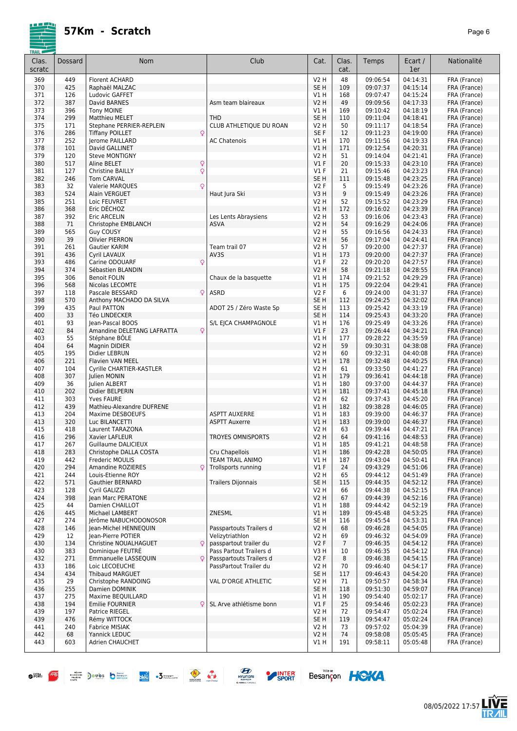# 57Km - Scratch

| Clas. scratc | Dossard | Nom | Club | Cat. | Clas. cat. | Temps | Ecart / 1er | Nationalité |
|---|---|---|---|---|---|---|---|---|
| 369 | 449 | Florent ACHARD | | V2 H | 48 | 09:06:54 | 04:14:31 | FRA (France) |
| 370 | 425 | Raphaël MALZAC | | SE H | 109 | 09:07:37 | 04:15:14 | FRA (France) |
| 371 | 126 | Ludovic GAFFET | | V1 H | 168 | 09:07:47 | 04:15:24 | FRA (France) |
| 372 | 387 | David BARNES | Asm team blaireaux | V2 H | 49 | 09:09:56 | 04:17:33 | FRA (France) |
| 373 | 396 | Tony MOINE | | V1 H | 169 | 09:10:42 | 04:18:19 | FRA (France) |
| 374 | 299 | Matthieu MELET | THD | SE H | 110 | 09:11:04 | 04:18:41 | FRA (France) |
| 375 | 171 | Stephane PERRIER-REPLEIN | CLUB ATHLETIQUE DU ROAN | V2 H | 50 | 09:11:17 | 04:18:54 | FRA (France) |
| 376 | 286 | Tiffany POILLET ♀ | | SE F | 12 | 09:11:23 | 04:19:00 | FRA (France) |
| 377 | 252 | Jerome PAILLARD | AC Chatenois | V1 H | 170 | 09:11:56 | 04:19:33 | FRA (France) |
| 378 | 101 | David GALLINET | | V1 H | 171 | 09:12:54 | 04:20:31 | FRA (France) |
| 379 | 120 | Steve MONTIGNY | | V2 H | 51 | 09:14:04 | 04:21:41 | FRA (France) |
| 380 | 517 | Aline BELET ♀ | | V1 F | 20 | 09:15:33 | 04:23:10 | FRA (France) |
| 381 | 127 | Christine BAILLY ♀ | | V1 F | 21 | 09:15:46 | 04:23:23 | FRA (France) |
| 382 | 246 | Tom CARVAL | | SE H | 111 | 09:15:48 | 04:23:25 | FRA (France) |
| 383 | 32 | Valerie MARQUES ♀ | | V2 F | 5 | 09:15:49 | 04:23:26 | FRA (France) |
| 383 | 524 | Alain VERGUET | Haut Jura Ski | V3 H | 9 | 09:15:49 | 04:23:26 | FRA (France) |
| 385 | 251 | Loic FEUVRET | | V2 H | 52 | 09:15:52 | 04:23:29 | FRA (France) |
| 386 | 368 | Eric DÉCHOZ | | V1 H | 172 | 09:16:02 | 04:23:39 | FRA (France) |
| 387 | 392 | Eric ARCELIN | Les Lents Abraysiens | V2 H | 53 | 09:16:06 | 04:23:43 | FRA (France) |
| 388 | 71 | Christophe EMBLANCH | ASVA | V2 H | 54 | 09:16:29 | 04:24:06 | FRA (France) |
| 389 | 565 | Guy COUSY | | V2 H | 55 | 09:16:56 | 04:24:33 | FRA (France) |
| 390 | 39 | Olivier PIERRON | | V2 H | 56 | 09:17:04 | 04:24:41 | FRA (France) |
| 391 | 261 | Gautier KARIM | Team trail 07 | V2 H | 57 | 09:20:00 | 04:27:37 | FRA (France) |
| 391 | 436 | Cyril LAVAUX | AV3S | V1 H | 173 | 09:20:00 | 04:27:37 | FRA (France) |
| 393 | 486 | Carine ODOUARF ♀ | | V1 F | 22 | 09:20:20 | 04:27:57 | FRA (France) |
| 394 | 374 | Sébastien BLANDIN | | V2 H | 58 | 09:21:18 | 04:28:55 | FRA (France) |
| 395 | 306 | Benoit FOLIN | Chaux de la basquette | V1 H | 174 | 09:21:52 | 04:29:29 | FRA (France) |
| 396 | 568 | Nicolas LECOMTE | | V1 H | 175 | 09:22:04 | 04:29:41 | FRA (France) |
| 397 | 118 | Pascale BESSARD ♀ | ASRD | V2 F | 6 | 09:24:00 | 04:31:37 | FRA (France) |
| 398 | 570 | Anthony MACHADO DA SILVA | | SE H | 112 | 09:24:25 | 04:32:02 | FRA (France) |
| 399 | 435 | Paul PATTON | ADOT 25 / Zéro Waste Sp | SE H | 113 | 09:25:42 | 04:33:19 | FRA (France) |
| 400 | 33 | Téo LINDECKER | | SE H | 114 | 09:25:43 | 04:33:20 | FRA (France) |
| 401 | 93 | Jean-Pascal BOOS | S/L EJCA CHAMPAGNOLE | V1 H | 176 | 09:25:49 | 04:33:26 | FRA (France) |
| 402 | 84 | Amandine DELETANG LAFRATTA ♀ | | V1 F | 23 | 09:26:44 | 04:34:21 | FRA (France) |
| 403 | 55 | Stéphane BÔLE | | V1 H | 177 | 09:28:22 | 04:35:59 | FRA (France) |
| 404 | 64 | Magnin DIDIER | | V2 H | 59 | 09:30:31 | 04:38:08 | FRA (France) |
| 405 | 195 | Didier LEBRUN | | V2 H | 60 | 09:32:31 | 04:40:08 | FRA (France) |
| 406 | 221 | Flavien VAN MEEL | | V1 H | 178 | 09:32:48 | 04:40:25 | FRA (France) |
| 407 | 104 | Cyrille CHARTIER-KASTLER | | V2 H | 61 | 09:33:50 | 04:41:27 | FRA (France) |
| 408 | 307 | Julien MONIN | | V1 H | 179 | 09:36:41 | 04:44:18 | FRA (France) |
| 409 | 36 | Julien ALBERT | | V1 H | 180 | 09:37:00 | 04:44:37 | FRA (France) |
| 410 | 202 | Didier BELPERIN | | V1 H | 181 | 09:37:41 | 04:45:18 | FRA (France) |
| 411 | 303 | Yves FAURE | | V2 H | 62 | 09:37:43 | 04:45:20 | FRA (France) |
| 412 | 439 | Mathieu-Alexandre DUFRENE | | V1 H | 182 | 09:38:28 | 04:46:05 | FRA (France) |
| 413 | 204 | Maxime DESBOEUFS | ASPTT AUXERRE | V1 H | 183 | 09:39:00 | 04:46:37 | FRA (France) |
| 413 | 320 | Luc BILANCETTI | ASPTT Auxerre | V1 H | 183 | 09:39:00 | 04:46:37 | FRA (France) |
| 415 | 418 | Laurent TARAZONA | | V2 H | 63 | 09:39:44 | 04:47:21 | FRA (France) |
| 416 | 296 | Xavier LAFLEUR | TROYES OMNISPORTS | V2 H | 64 | 09:41:16 | 04:48:53 | FRA (France) |
| 417 | 267 | Guillaume DALICIEUX | | V1 H | 185 | 09:41:21 | 04:48:58 | FRA (France) |
| 418 | 283 | Christophe DALLA COSTA | Cru Chapellois | V1 H | 186 | 09:42:28 | 04:50:05 | FRA (France) |
| 419 | 442 | Frederic MOULIS | TEAM TRAIL ANIMO | V1 H | 187 | 09:43:04 | 04:50:41 | FRA (France) |
| 420 | 294 | Amandine ROZIERES ♀ | Trollsports running | V1 F | 24 | 09:43:29 | 04:51:06 | FRA (France) |
| 421 | 244 | Louis-Etienne ROY | | V2 H | 65 | 09:44:12 | 04:51:49 | FRA (France) |
| 422 | 571 | Gauthier BERNARD | Trailers Dijonnais | SE H | 115 | 09:44:35 | 04:52:12 | FRA (France) |
| 423 | 128 | Cyril GALIZZI | | V2 H | 66 | 09:44:38 | 04:52:15 | FRA (France) |
| 424 | 398 | Jean Marc PERATONE | | V2 H | 67 | 09:44:39 | 04:52:16 | FRA (France) |
| 425 | 44 | Damien CHAILLOT | | V1 H | 188 | 09:44:42 | 04:52:19 | FRA (France) |
| 426 | 445 | Michael LAMBERT | ZNESML | V1 H | 189 | 09:45:48 | 04:53:25 | FRA (France) |
| 427 | 274 | Jérôme NABUCHODONOSOR | | SE H | 116 | 09:45:54 | 04:53:31 | FRA (France) |
| 428 | 146 | Jean-Michel HENNEQUIN | Passpartouts Trailers d | V2 H | 68 | 09:46:28 | 04:54:05 | FRA (France) |
| 429 | 12 | Jean-Pierre POTIER | Velizytriathlon | V2 H | 69 | 09:46:32 | 04:54:09 | FRA (France) |
| 430 | 134 | Christine NOUALHAGUET ♀ | passpartout trailer du | V2 F | 7 | 09:46:35 | 04:54:12 | FRA (France) |
| 430 | 383 | Dominique FEUTRÉ | Pass Partout Trailers d | V3 H | 10 | 09:46:35 | 04:54:12 | FRA (France) |
| 432 | 271 | Emmanuelle LASSEQUIN ♀ | Passpartouts Trailers d | V2 F | 8 | 09:46:38 | 04:54:15 | FRA (France) |
| 433 | 186 | Loic LECOEUCHE | PassPartout Trailer du | V2 H | 70 | 09:46:40 | 04:54:17 | FRA (France) |
| 434 | 434 | Thibaud MARGUET | | SE H | 117 | 09:46:43 | 04:54:20 | FRA (France) |
| 435 | 29 | Christophe RANDOING | VAL D'ORGE ATHLETIC | V2 H | 71 | 09:50:57 | 04:58:34 | FRA (France) |
| 436 | 255 | Damien DOMINIK | | SE H | 118 | 09:51:30 | 04:59:07 | FRA (France) |
| 437 | 275 | Maxime BEQUILLARD | | V1 H | 190 | 09:54:40 | 05:02:17 | FRA (France) |
| 438 | 194 | Emilie FOURNIER ♀ | SL Arve athlétisme bonn | V1 F | 25 | 09:54:46 | 05:02:23 | FRA (France) |
| 439 | 197 | Patrice RIEGEL | | V2 H | 72 | 09:54:47 | 05:02:24 | FRA (France) |
| 439 | 476 | Rémy WITTOCK | | SE H | 119 | 09:54:47 | 05:02:24 | FRA (France) |
| 441 | 240 | Fabrice MISIAK | | V2 H | 73 | 09:57:02 | 05:04:39 | FRA (France) |
| 442 | 68 | Yannick LEDUC | | V2 H | 74 | 09:58:08 | 05:05:45 | FRA (France) |
| 443 | 603 | Adrien CHAUCHET | | V1 H | 191 | 09:58:11 | 05:05:48 | FRA (France) |

08/05/2022 17:57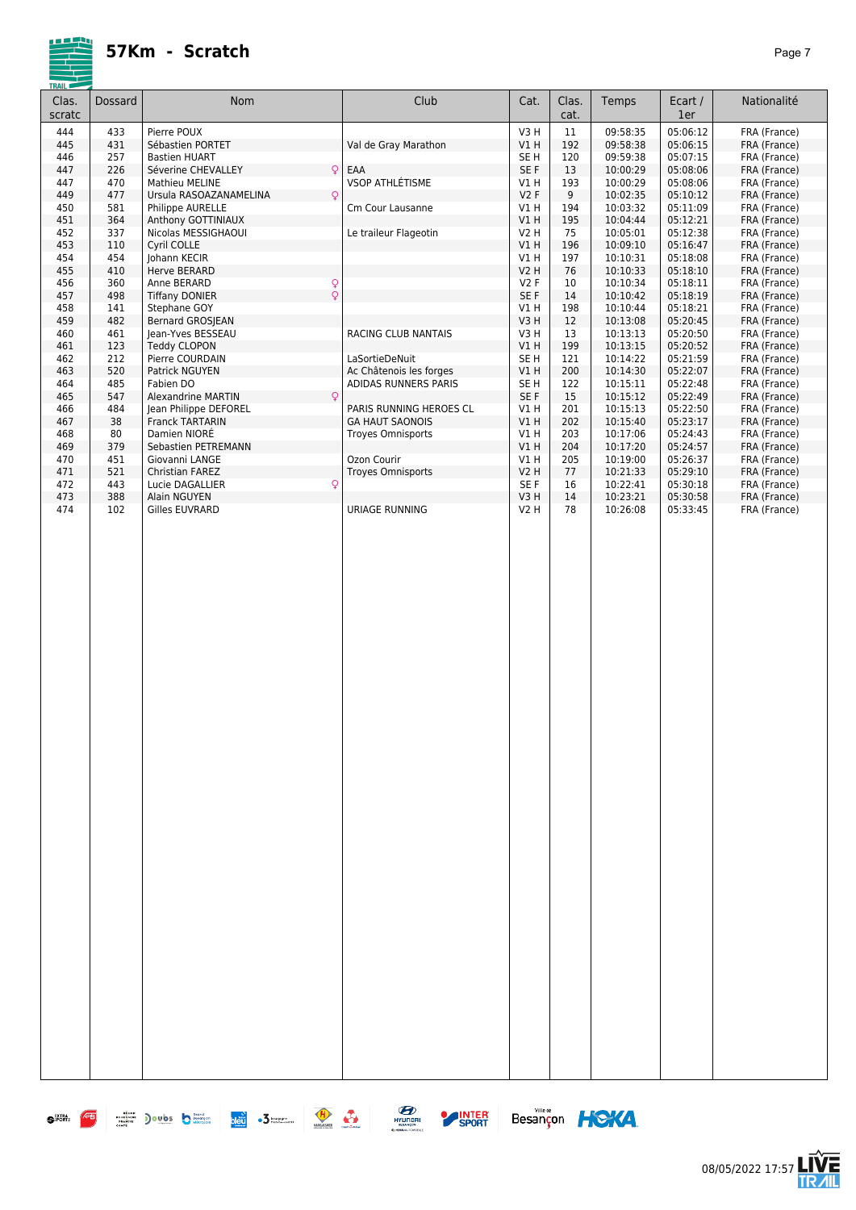# 57Km - Scratch

| Clas. scratc | Dossard | Nom | | Club | Cat. | Clas. cat. | Temps | Ecart / 1er | Nationalité |
|---|---|---|---|---|---|---|---|---|---|
| 444 | 433 | Pierre POUX | | | V3 H | 11 | 09:58:35 | 05:06:12 | FRA (France) |
| 445 | 431 | Sébastien PORTET | | Val de Gray Marathon | V1 H | 192 | 09:58:38 | 05:06:15 | FRA (France) |
| 446 | 257 | Bastien HUART | | | SE H | 120 | 09:59:38 | 05:07:15 | FRA (France) |
| 447 | 226 | Séverine CHEVALLEY | ♀ | EAA | SE F | 13 | 10:00:29 | 05:08:06 | FRA (France) |
| 447 | 470 | Mathieu MELINE | | VSOP ATHLÉTISME | V1 H | 193 | 10:00:29 | 05:08:06 | FRA (France) |
| 449 | 477 | Ursula RASOAZANAMELINA | ♀ | | V2 F | 9 | 10:02:35 | 05:10:12 | FRA (France) |
| 450 | 581 | Philippe AURELLE | | Cm Cour Lausanne | V1 H | 194 | 10:03:32 | 05:11:09 | FRA (France) |
| 451 | 364 | Anthony GOTTINIAUX | | | V1 H | 195 | 10:04:44 | 05:12:21 | FRA (France) |
| 452 | 337 | Nicolas MESSIGHAOUI | | Le traileur Flageotin | V2 H | 75 | 10:05:01 | 05:12:38 | FRA (France) |
| 453 | 110 | Cyril COLLE | | | V1 H | 196 | 10:09:10 | 05:16:47 | FRA (France) |
| 454 | 454 | Johann KECIR | | | V1 H | 197 | 10:10:31 | 05:18:08 | FRA (France) |
| 455 | 410 | Herve BERARD | | | V2 H | 76 | 10:10:33 | 05:18:10 | FRA (France) |
| 456 | 360 | Anne BERARD | ♀ | | V2 F | 10 | 10:10:34 | 05:18:11 | FRA (France) |
| 457 | 498 | Tiffany DONIER | ♀ | | SE F | 14 | 10:10:42 | 05:18:19 | FRA (France) |
| 458 | 141 | Stephane GOY | | | V1 H | 198 | 10:10:44 | 05:18:21 | FRA (France) |
| 459 | 482 | Bernard GROSJEAN | | | V3 H | 12 | 10:13:08 | 05:20:45 | FRA (France) |
| 460 | 461 | Jean-Yves BESSEAU | | RACING CLUB NANTAIS | V3 H | 13 | 10:13:13 | 05:20:50 | FRA (France) |
| 461 | 123 | Teddy CLOPON | | | V1 H | 199 | 10:13:15 | 05:20:52 | FRA (France) |
| 462 | 212 | Pierre COURDAIN | | LaSortieDeNuit | SE H | 121 | 10:14:22 | 05:21:59 | FRA (France) |
| 463 | 520 | Patrick NGUYEN | | Ac Châtenois les forges | V1 H | 200 | 10:14:30 | 05:22:07 | FRA (France) |
| 464 | 485 | Fabien DO | | ADIDAS RUNNERS PARIS | SE H | 122 | 10:15:11 | 05:22:48 | FRA (France) |
| 465 | 547 | Alexandrine MARTIN | ♀ | | SE F | 15 | 10:15:12 | 05:22:49 | FRA (France) |
| 466 | 484 | Jean Philippe DEFOREL | | PARIS RUNNING HEROES CL | V1 H | 201 | 10:15:13 | 05:22:50 | FRA (France) |
| 467 | 38 | Franck TARTARIN | | GA HAUT SAONOIS | V1 H | 202 | 10:15:40 | 05:23:17 | FRA (France) |
| 468 | 80 | Damien NIORÉ | | Troyes Omnisports | V1 H | 203 | 10:17:06 | 05:24:43 | FRA (France) |
| 469 | 379 | Sebastien PETREMANN | | | V1 H | 204 | 10:17:20 | 05:24:57 | FRA (France) |
| 470 | 451 | Giovanni LANGE | | Ozon Courir | V1 H | 205 | 10:19:00 | 05:26:37 | FRA (France) |
| 471 | 521 | Christian FAREZ | | Troyes Omnisports | V2 H | 77 | 10:21:33 | 05:29:10 | FRA (France) |
| 472 | 443 | Lucie DAGALLIER | ♀ | | SE F | 16 | 10:22:41 | 05:30:18 | FRA (France) |
| 473 | 388 | Alain NGUYEN | | | V3 H | 14 | 10:23:21 | 05:30:58 | FRA (France) |
| 474 | 102 | Gilles EUVRARD | | URIAGE RUNNING | V2 H | 78 | 10:26:08 | 05:33:45 | FRA (France) |

08/05/2022 17:57